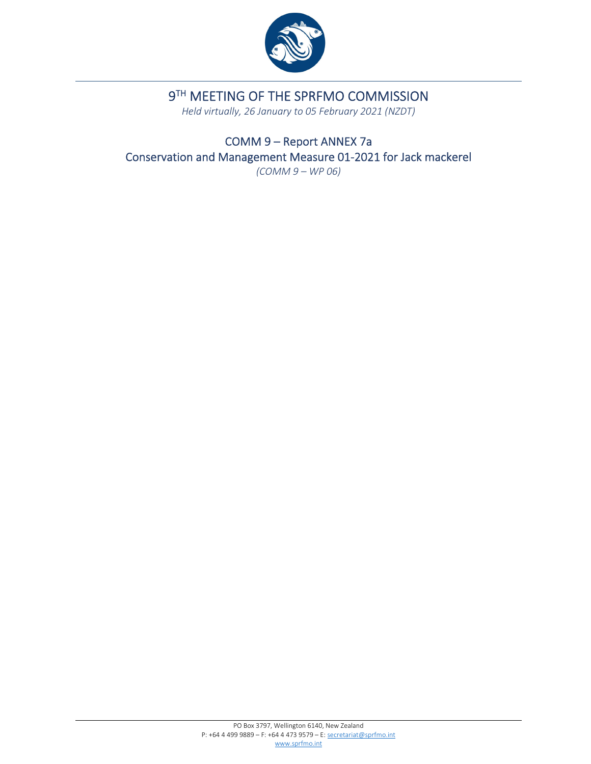# 9TH MEETING OF THE SPRFMO COMMISSION

*Held virtually, 26 January to 05 February 2021 (NZDT)*

## COMM 9 – Report ANNEX 7a

## Conservation and Management Measure 01-2021 for Jack mackerel

*(COMM 9 – WP 06)*

PO Box 3797, Wellington 6140, New Zealand
P: +64 4 499 9889 – F: +64 4 473 9579 – E: secretariat@sprfmo.int
www.sprfmo.int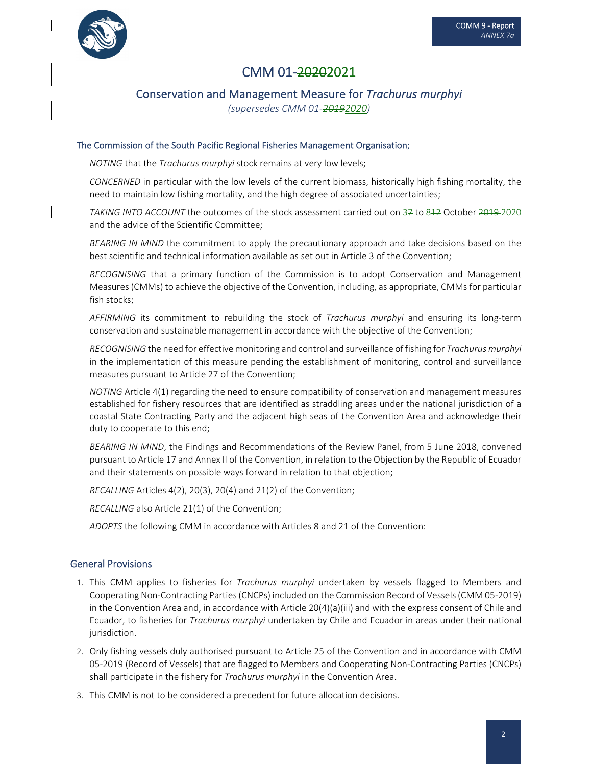# CMM 01-~~2020~~2021

## Conservation and Management Measure for *Trachurus murphyi*

*(supersedes CMM 01-~~2019~~2020)*

### The Commission of the South Pacific Regional Fisheries Management Organisation;

*NOTING* that the *Trachurus murphyi* stock remains at very low levels;

*CONCERNED* in particular with the low levels of the current biomass, historically high fishing mortality, the need to maintain low fishing mortality, and the high degree of associated uncertainties;

*TAKING INTO ACCOUNT* the outcomes of the stock assessment carried out on 3~~7~~ to 8~~12~~ October ~~2019~~ 2020 and the advice of the Scientific Committee;

*BEARING IN MIND* the commitment to apply the precautionary approach and take decisions based on the best scientific and technical information available as set out in Article 3 of the Convention;

*RECOGNISING* that a primary function of the Commission is to adopt Conservation and Management Measures (CMMs) to achieve the objective of the Convention, including, as appropriate, CMMs for particular fish stocks;

*AFFIRMING* its commitment to rebuilding the stock of *Trachurus murphyi* and ensuring its long-term conservation and sustainable management in accordance with the objective of the Convention;

*RECOGNISING* the need for effective monitoring and control and surveillance of fishing for *Trachurus murphyi* in the implementation of this measure pending the establishment of monitoring, control and surveillance measures pursuant to Article 27 of the Convention;

*NOTING* Article 4(1) regarding the need to ensure compatibility of conservation and management measures established for fishery resources that are identified as straddling areas under the national jurisdiction of a coastal State Contracting Party and the adjacent high seas of the Convention Area and acknowledge their duty to cooperate to this end;

*BEARING IN MIND*, the Findings and Recommendations of the Review Panel, from 5 June 2018, convened pursuant to Article 17 and Annex II of the Convention, in relation to the Objection by the Republic of Ecuador and their statements on possible ways forward in relation to that objection;

*RECALLING* Articles 4(2), 20(3), 20(4) and 21(2) of the Convention;

*RECALLING* also Article 21(1) of the Convention;

*ADOPTS* the following CMM in accordance with Articles 8 and 21 of the Convention:

## General Provisions

1. This CMM applies to fisheries for *Trachurus murphyi* undertaken by vessels flagged to Members and Cooperating Non-Contracting Parties (CNCPs) included on the Commission Record of Vessels (CMM 05-2019) in the Convention Area and, in accordance with Article 20(4)(a)(iii) and with the express consent of Chile and Ecuador, to fisheries for *Trachurus murphyi* undertaken by Chile and Ecuador in areas under their national jurisdiction.
2. Only fishing vessels duly authorised pursuant to Article 25 of the Convention and in accordance with CMM 05-2019 (Record of Vessels) that are flagged to Members and Cooperating Non-Contracting Parties (CNCPs) shall participate in the fishery for *Trachurus murphyi* in the Convention Area.
3. This CMM is not to be considered a precedent for future allocation decisions.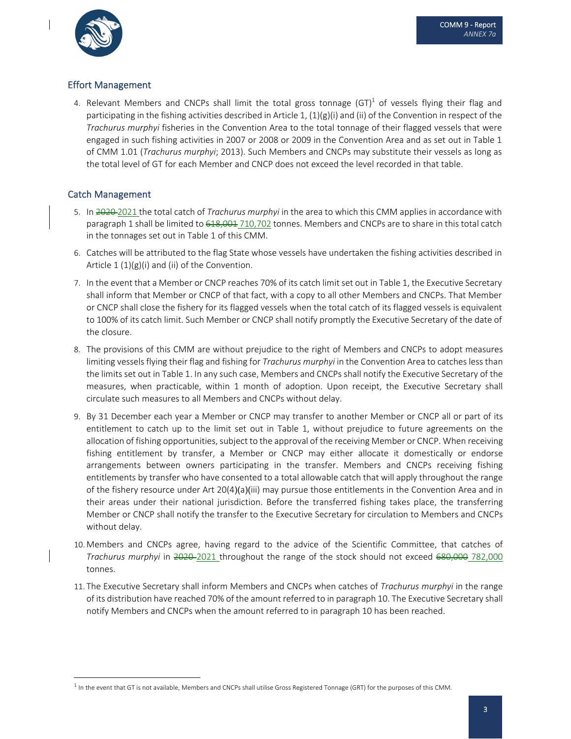## Effort Management

4. Relevant Members and CNCPs shall limit the total gross tonnage (GT)[1] of vessels flying their flag and participating in the fishing activities described in Article 1, (1)(g)(i) and (ii) of the Convention in respect of the *Trachurus murphyi* fisheries in the Convention Area to the total tonnage of their flagged vessels that were engaged in such fishing activities in 2007 or 2008 or 2009 in the Convention Area and as set out in Table 1 of CMM 1.01 (*Trachurus murphyi*; 2013). Such Members and CNCPs may substitute their vessels as long as the total level of GT for each Member and CNCP does not exceed the level recorded in that table.

## Catch Management

5. In ~~2020~~ 2021 the total catch of *Trachurus murphyi* in the area to which this CMM applies in accordance with paragraph 1 shall be limited to ~~618,001~~ 710,702 tonnes. Members and CNCPs are to share in this total catch in the tonnages set out in Table 1 of this CMM.
6. Catches will be attributed to the flag State whose vessels have undertaken the fishing activities described in Article 1 (1)(g)(i) and (ii) of the Convention.
7. In the event that a Member or CNCP reaches 70% of its catch limit set out in Table 1, the Executive Secretary shall inform that Member or CNCP of that fact, with a copy to all other Members and CNCPs. That Member or CNCP shall close the fishery for its flagged vessels when the total catch of its flagged vessels is equivalent to 100% of its catch limit. Such Member or CNCP shall notify promptly the Executive Secretary of the date of the closure.
8. The provisions of this CMM are without prejudice to the right of Members and CNCPs to adopt measures limiting vessels flying their flag and fishing for *Trachurus murphyi* in the Convention Area to catches less than the limits set out in Table 1. In any such case, Members and CNCPs shall notify the Executive Secretary of the measures, when practicable, within 1 month of adoption. Upon receipt, the Executive Secretary shall circulate such measures to all Members and CNCPs without delay.
9. By 31 December each year a Member or CNCP may transfer to another Member or CNCP all or part of its entitlement to catch up to the limit set out in Table 1, without prejudice to future agreements on the allocation of fishing opportunities, subject to the approval of the receiving Member or CNCP. When receiving fishing entitlement by transfer, a Member or CNCP may either allocate it domestically or endorse arrangements between owners participating in the transfer. Members and CNCPs receiving fishing entitlements by transfer who have consented to a total allowable catch that will apply throughout the range of the fishery resource under Art 20(4)(a)(iii) may pursue those entitlements in the Convention Area and in their areas under their national jurisdiction. Before the transferred fishing takes place, the transferring Member or CNCP shall notify the transfer to the Executive Secretary for circulation to Members and CNCPs without delay.
10. Members and CNCPs agree, having regard to the advice of the Scientific Committee, that catches of *Trachurus murphyi* in ~~2020~~ 2021 throughout the range of the stock should not exceed ~~680,000~~ 782,000 tonnes.
11. The Executive Secretary shall inform Members and CNCPs when catches of *Trachurus murphyi* in the range of its distribution have reached 70% of the amount referred to in paragraph 10. The Executive Secretary shall notify Members and CNCPs when the amount referred to in paragraph 10 has been reached.

[1] In the event that GT is not available, Members and CNCPs shall utilise Gross Registered Tonnage (GRT) for the purposes of this CMM.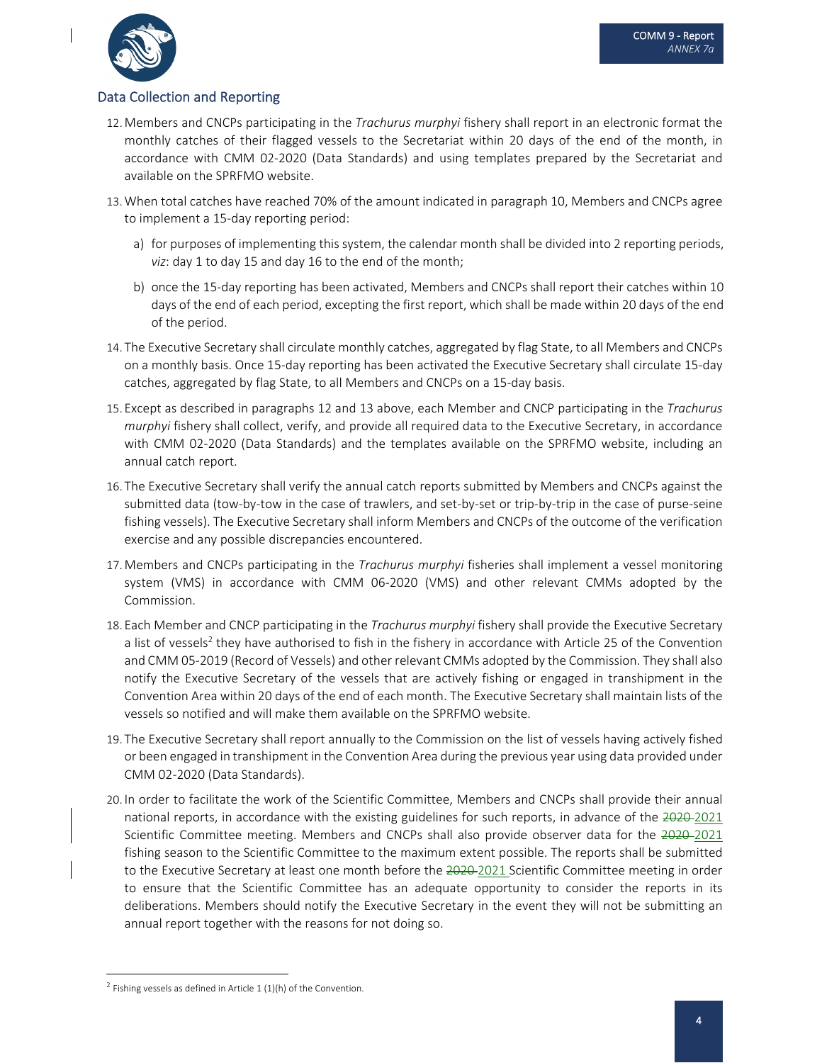## Data Collection and Reporting

12. Members and CNCPs participating in the *Trachurus murphyi* fishery shall report in an electronic format the monthly catches of their flagged vessels to the Secretariat within 20 days of the end of the month, in accordance with CMM 02-2020 (Data Standards) and using templates prepared by the Secretariat and available on the SPRFMO website.

13. When total catches have reached 70% of the amount indicated in paragraph 10, Members and CNCPs agree to implement a 15-day reporting period:

    a) for purposes of implementing this system, the calendar month shall be divided into 2 reporting periods, *viz*: day 1 to day 15 and day 16 to the end of the month;

    b) once the 15-day reporting has been activated, Members and CNCPs shall report their catches within 10 days of the end of each period, excepting the first report, which shall be made within 20 days of the end of the period.

14. The Executive Secretary shall circulate monthly catches, aggregated by flag State, to all Members and CNCPs on a monthly basis. Once 15-day reporting has been activated the Executive Secretary shall circulate 15-day catches, aggregated by flag State, to all Members and CNCPs on a 15-day basis.

15. Except as described in paragraphs 12 and 13 above, each Member and CNCP participating in the *Trachurus murphyi* fishery shall collect, verify, and provide all required data to the Executive Secretary, in accordance with CMM 02-2020 (Data Standards) and the templates available on the SPRFMO website, including an annual catch report.

16. The Executive Secretary shall verify the annual catch reports submitted by Members and CNCPs against the submitted data (tow-by-tow in the case of trawlers, and set-by-set or trip-by-trip in the case of purse-seine fishing vessels). The Executive Secretary shall inform Members and CNCPs of the outcome of the verification exercise and any possible discrepancies encountered.

17. Members and CNCPs participating in the *Trachurus murphyi* fisheries shall implement a vessel monitoring system (VMS) in accordance with CMM 06-2020 (VMS) and other relevant CMMs adopted by the Commission.

18. Each Member and CNCP participating in the *Trachurus murphyi* fishery shall provide the Executive Secretary a list of vessels[2] they have authorised to fish in the fishery in accordance with Article 25 of the Convention and CMM 05-2019 (Record of Vessels) and other relevant CMMs adopted by the Commission. They shall also notify the Executive Secretary of the vessels that are actively fishing or engaged in transhipment in the Convention Area within 20 days of the end of each month. The Executive Secretary shall maintain lists of the vessels so notified and will make them available on the SPRFMO website.

19. The Executive Secretary shall report annually to the Commission on the list of vessels having actively fished or been engaged in transhipment in the Convention Area during the previous year using data provided under CMM 02-2020 (Data Standards).

20. In order to facilitate the work of the Scientific Committee, Members and CNCPs shall provide their annual national reports, in accordance with the existing guidelines for such reports, in advance of the ~~2020~~ 2021 Scientific Committee meeting. Members and CNCPs shall also provide observer data for the ~~2020~~ 2021 fishing season to the Scientific Committee to the maximum extent possible. The reports shall be submitted to the Executive Secretary at least one month before the ~~2020~~ 2021 Scientific Committee meeting in order to ensure that the Scientific Committee has an adequate opportunity to consider the reports in its deliberations. Members should notify the Executive Secretary in the event they will not be submitting an annual report together with the reasons for not doing so.

[2] Fishing vessels as defined in Article 1 (1)(h) of the Convention.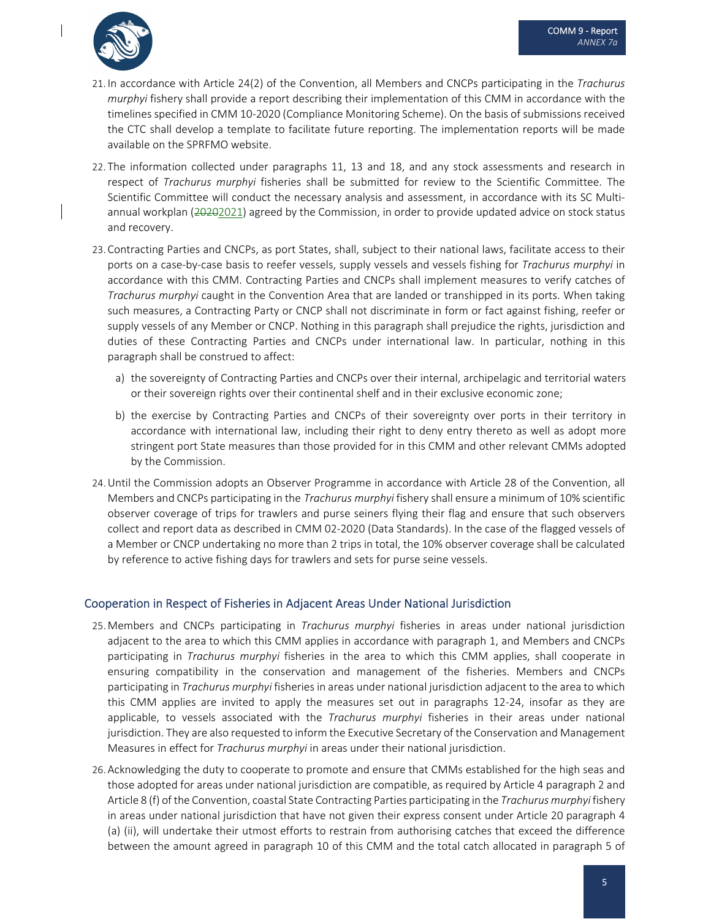21. In accordance with Article 24(2) of the Convention, all Members and CNCPs participating in the *Trachurus murphyi* fishery shall provide a report describing their implementation of this CMM in accordance with the timelines specified in CMM 10-2020 (Compliance Monitoring Scheme). On the basis of submissions received the CTC shall develop a template to facilitate future reporting. The implementation reports will be made available on the SPRFMO website.

22. The information collected under paragraphs 11, 13 and 18, and any stock assessments and research in respect of *Trachurus murphyi* fisheries shall be submitted for review to the Scientific Committee. The Scientific Committee will conduct the necessary analysis and assessment, in accordance with its SC Multi-annual workplan (~~2020~~2021) agreed by the Commission, in order to provide updated advice on stock status and recovery.

23. Contracting Parties and CNCPs, as port States, shall, subject to their national laws, facilitate access to their ports on a case-by-case basis to reefer vessels, supply vessels and vessels fishing for *Trachurus murphyi* in accordance with this CMM. Contracting Parties and CNCPs shall implement measures to verify catches of *Trachurus murphyi* caught in the Convention Area that are landed or transhipped in its ports. When taking such measures, a Contracting Party or CNCP shall not discriminate in form or fact against fishing, reefer or supply vessels of any Member or CNCP. Nothing in this paragraph shall prejudice the rights, jurisdiction and duties of these Contracting Parties and CNCPs under international law. In particular, nothing in this paragraph shall be construed to affect:

    a) the sovereignty of Contracting Parties and CNCPs over their internal, archipelagic and territorial waters or their sovereign rights over their continental shelf and in their exclusive economic zone;

    b) the exercise by Contracting Parties and CNCPs of their sovereignty over ports in their territory in accordance with international law, including their right to deny entry thereto as well as adopt more stringent port State measures than those provided for in this CMM and other relevant CMMs adopted by the Commission.

24. Until the Commission adopts an Observer Programme in accordance with Article 28 of the Convention, all Members and CNCPs participating in the *Trachurus murphyi* fishery shall ensure a minimum of 10% scientific observer coverage of trips for trawlers and purse seiners flying their flag and ensure that such observers collect and report data as described in CMM 02-2020 (Data Standards). In the case of the flagged vessels of a Member or CNCP undertaking no more than 2 trips in total, the 10% observer coverage shall be calculated by reference to active fishing days for trawlers and sets for purse seine vessels.

## Cooperation in Respect of Fisheries in Adjacent Areas Under National Jurisdiction

25. Members and CNCPs participating in *Trachurus murphyi* fisheries in areas under national jurisdiction adjacent to the area to which this CMM applies in accordance with paragraph 1, and Members and CNCPs participating in *Trachurus murphyi* fisheries in the area to which this CMM applies, shall cooperate in ensuring compatibility in the conservation and management of the fisheries. Members and CNCPs participating in *Trachurus murphyi* fisheries in areas under national jurisdiction adjacent to the area to which this CMM applies are invited to apply the measures set out in paragraphs 12-24, insofar as they are applicable, to vessels associated with the *Trachurus murphyi* fisheries in their areas under national jurisdiction. They are also requested to inform the Executive Secretary of the Conservation and Management Measures in effect for *Trachurus murphyi* in areas under their national jurisdiction.

26. Acknowledging the duty to cooperate to promote and ensure that CMMs established for the high seas and those adopted for areas under national jurisdiction are compatible, as required by Article 4 paragraph 2 and Article 8 (f) of the Convention, coastal State Contracting Parties participating in the *Trachurus murphyi* fishery in areas under national jurisdiction that have not given their express consent under Article 20 paragraph 4 (a) (ii), will undertake their utmost efforts to restrain from authorising catches that exceed the difference between the amount agreed in paragraph 10 of this CMM and the total catch allocated in paragraph 5 of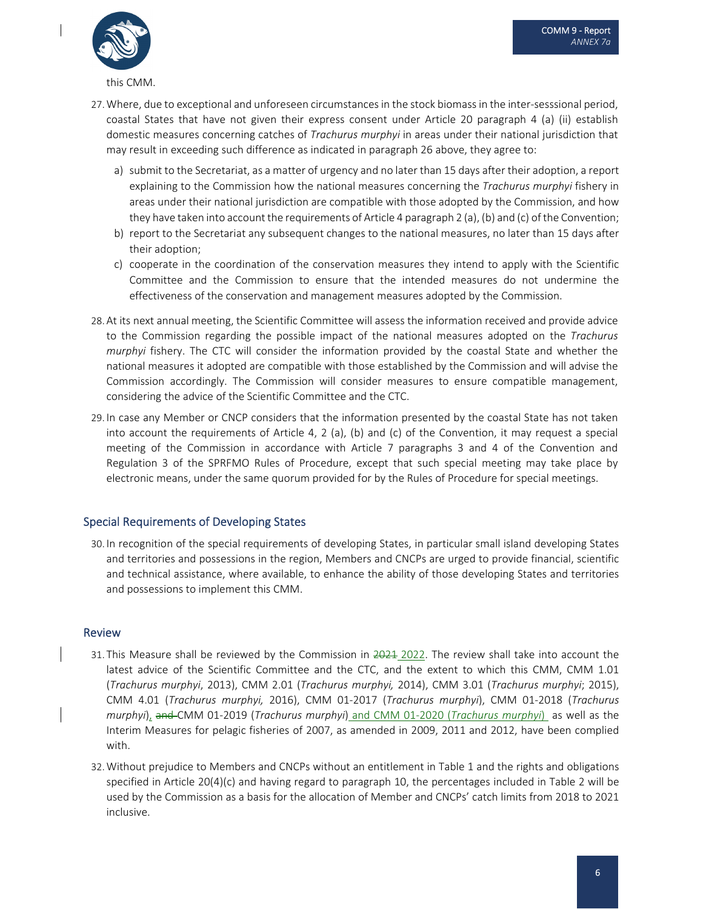this CMM.

27. Where, due to exceptional and unforeseen circumstances in the stock biomass in the inter-sesssional period, coastal States that have not given their express consent under Article 20 paragraph 4 (a) (ii) establish domestic measures concerning catches of *Trachurus murphyi* in areas under their national jurisdiction that may result in exceeding such difference as indicated in paragraph 26 above, they agree to:
   a) submit to the Secretariat, as a matter of urgency and no later than 15 days after their adoption, a report explaining to the Commission how the national measures concerning the *Trachurus murphyi* fishery in areas under their national jurisdiction are compatible with those adopted by the Commission, and how they have taken into account the requirements of Article 4 paragraph 2 (a), (b) and (c) of the Convention;
   b) report to the Secretariat any subsequent changes to the national measures, no later than 15 days after their adoption;
   c) cooperate in the coordination of the conservation measures they intend to apply with the Scientific Committee and the Commission to ensure that the intended measures do not undermine the effectiveness of the conservation and management measures adopted by the Commission.

28. At its next annual meeting, the Scientific Committee will assess the information received and provide advice to the Commission regarding the possible impact of the national measures adopted on the *Trachurus murphyi* fishery. The CTC will consider the information provided by the coastal State and whether the national measures it adopted are compatible with those established by the Commission and will advise the Commission accordingly. The Commission will consider measures to ensure compatible management, considering the advice of the Scientific Committee and the CTC.

29. In case any Member or CNCP considers that the information presented by the coastal State has not taken into account the requirements of Article 4, 2 (a), (b) and (c) of the Convention, it may request a special meeting of the Commission in accordance with Article 7 paragraphs 3 and 4 of the Convention and Regulation 3 of the SPRFMO Rules of Procedure, except that such special meeting may take place by electronic means, under the same quorum provided for by the Rules of Procedure for special meetings.

## Special Requirements of Developing States

30. In recognition of the special requirements of developing States, in particular small island developing States and territories and possessions in the region, Members and CNCPs are urged to provide financial, scientific and technical assistance, where available, to enhance the ability of those developing States and territories and possessions to implement this CMM.

## Review

31. This Measure shall be reviewed by the Commission in ~~2021~~ 2022. The review shall take into account the latest advice of the Scientific Committee and the CTC, and the extent to which this CMM, CMM 1.01 (*Trachurus murphyi*, 2013), CMM 2.01 (*Trachurus murphyi,* 2014), CMM 3.01 (*Trachurus murphyi*; 2015), CMM 4.01 (*Trachurus murphyi,* 2016), CMM 01-2017 (*Trachurus murphyi*), CMM 01-2018 (*Trachurus murphyi*), ~~and~~ CMM 01-2019 (*Trachurus murphyi*) and CMM 01-2020 (*Trachurus murphyi*) as well as the Interim Measures for pelagic fisheries of 2007, as amended in 2009, 2011 and 2012, have been complied with.

32. Without prejudice to Members and CNCPs without an entitlement in Table 1 and the rights and obligations specified in Article 20(4)(c) and having regard to paragraph 10, the percentages included in Table 2 will be used by the Commission as a basis for the allocation of Member and CNCPs' catch limits from 2018 to 2021 inclusive.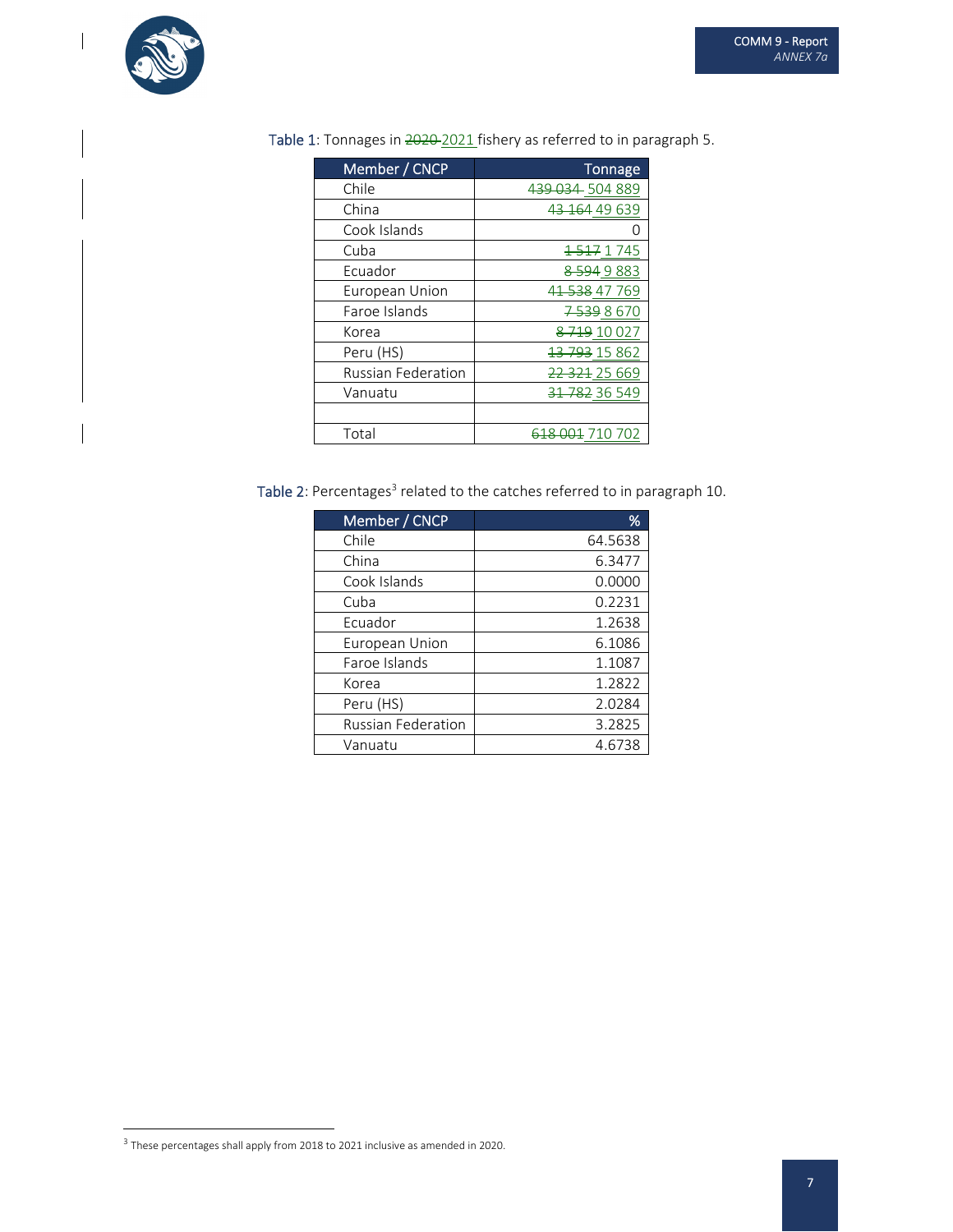Table 1: Tonnages in ~~2020~~ 2021 fishery as referred to in paragraph 5.

| Member / CNCP | Tonnage |
|---|---|
| Chile | ~~439 034~~ 504 889 |
| China | ~~43 164~~ 49 639 |
| Cook Islands | 0 |
| Cuba | ~~1 517~~ 1 745 |
| Ecuador | ~~8 594~~ 9 883 |
| European Union | ~~41 538~~ 47 769 |
| Faroe Islands | ~~7 539~~ 8 670 |
| Korea | ~~8 719~~ 10 027 |
| Peru (HS) | ~~13 793~~ 15 862 |
| Russian Federation | ~~22 321~~ 25 669 |
| Vanuatu | ~~31 782~~ 36 549 |
| | |
| Total | ~~618 001~~ 710 702 |

Table 2: Percentages[3] related to the catches referred to in paragraph 10.

| Member / CNCP | % |
|---|---|
| Chile | 64.5638 |
| China | 6.3477 |
| Cook Islands | 0.0000 |
| Cuba | 0.2231 |
| Ecuador | 1.2638 |
| European Union | 6.1086 |
| Faroe Islands | 1.1087 |
| Korea | 1.2822 |
| Peru (HS) | 2.0284 |
| Russian Federation | 3.2825 |
| Vanuatu | 4.6738 |

[3] These percentages shall apply from 2018 to 2021 inclusive as amended in 2020.